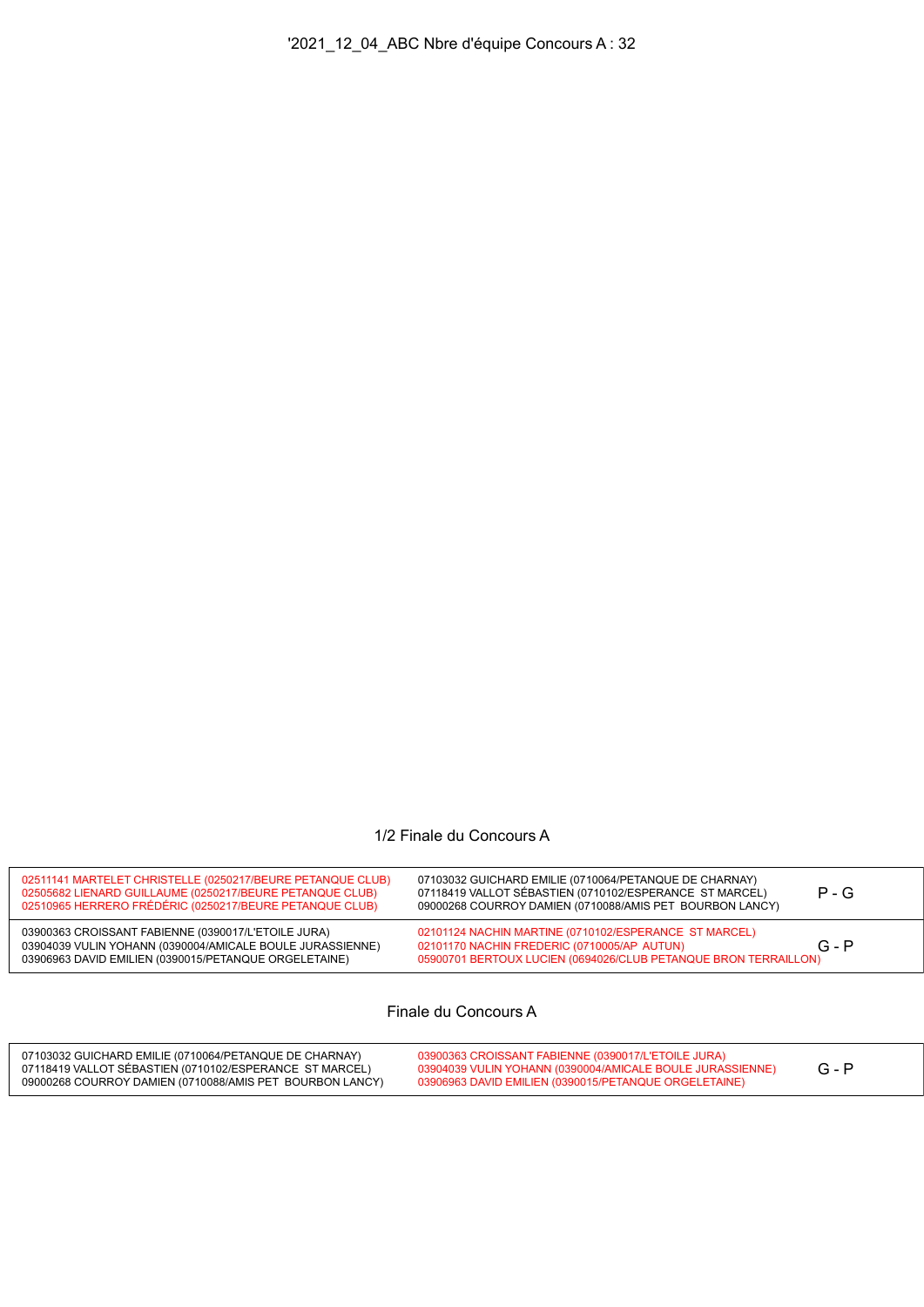'2021_12_04_ABC Nbre d'équipe Concours A : 32

## 1/2 Finale du Concours A

| Équipe 1 | Équipe 2 | Résultat |
|---|---|---|
| 02511141 MARTELET CHRISTELLE (0250217/BEURE PETANQUE CLUB)<br>02505682 LIENARD GUILLAUME (0250217/BEURE PETANQUE CLUB)<br>02510965 HERRERO FRÉDÉRIC (0250217/BEURE PETANQUE CLUB) | 07103032 GUICHARD EMILIE (0710064/PETANQUE DE CHARNAY)<br>07118419 VALLOT SÉBASTIEN (0710102/ESPERANCE ST MARCEL)<br>09000268 COURROY DAMIEN (0710088/AMIS PET BOURBON LANCY) | P - G |
| 03900363 CROISSANT FABIENNE (0390017/L'ETOILE JURA)<br>03904039 VULIN YOHANN (0390004/AMICALE BOULE JURASSIENNE)<br>03906963 DAVID EMILIEN (0390015/PETANQUE ORGELETAINE) | 02101124 NACHIN MARTINE (0710102/ESPERANCE ST MARCEL)<br>02101170 NACHIN FREDERIC (0710005/AP AUTUN)<br>05900701 BERTOUX LUCIEN (0694026/CLUB PETANQUE BRON TERRAILLON) | G - P |

## Finale du Concours A

| Équipe 1 | Équipe 2 | Résultat |
|---|---|---|
| 07103032 GUICHARD EMILIE (0710064/PETANQUE DE CHARNAY)<br>07118419 VALLOT SÉBASTIEN (0710102/ESPERANCE ST MARCEL)<br>09000268 COURROY DAMIEN (0710088/AMIS PET BOURBON LANCY) | 03900363 CROISSANT FABIENNE (0390017/L'ETOILE JURA)<br>03904039 VULIN YOHANN (0390004/AMICALE BOULE JURASSIENNE)<br>03906963 DAVID EMILIEN (0390015/PETANQUE ORGELETAINE) | G - P |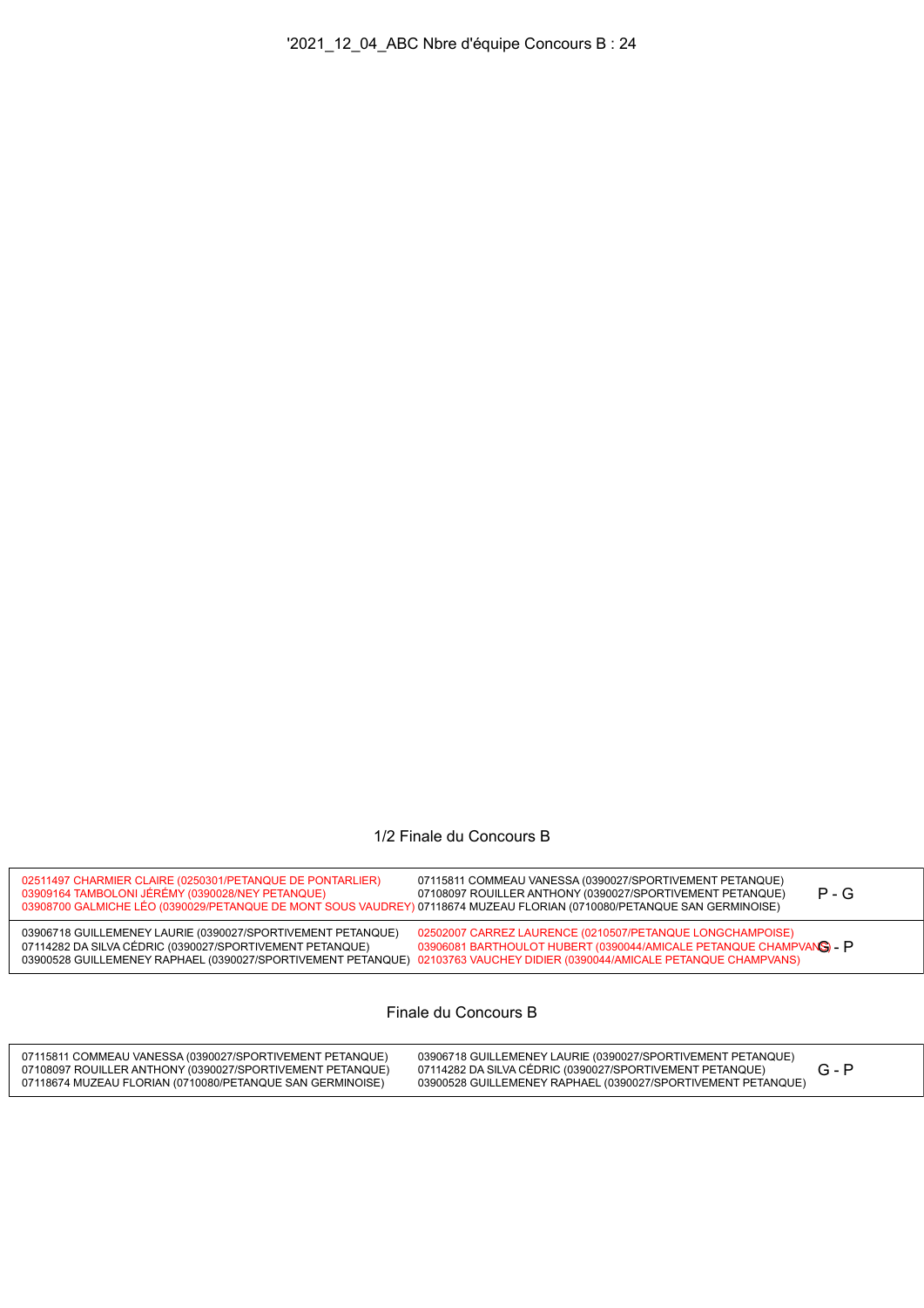'2021_12_04_ABC Nbre d'équipe Concours B : 24

## 1/2 Finale du Concours B

| Équipe 1 | Équipe 2 | Résultat |
|---|---|---|
| 02511497 CHARMIER CLAIRE (0250301/PETANQUE DE PONTARLIER)<br>03909164 TAMBOLONI JÉRÉMY (0390028/NEY PETANQUE)<br>03908700 GALMICHE LÉO (0390029/PETANQUE DE MONT SOUS VAUDREY) | 07115811 COMMEAU VANESSA (0390027/SPORTIVEMENT PETANQUE)<br>07108097 ROUILLER ANTHONY (0390027/SPORTIVEMENT PETANQUE)<br>07118674 MUZEAU FLORIAN (0710080/PETANQUE SAN GERMINOISE) | P - G |
| 03906718 GUILLEMENEY LAURIE (0390027/SPORTIVEMENT PETANQUE)<br>07114282 DA SILVA CÉDRIC (0390027/SPORTIVEMENT PETANQUE)<br>03900528 GUILLEMENEY RAPHAEL (0390027/SPORTIVEMENT PETANQUE) | 02502007 CARREZ LAURENCE (0210507/PETANQUE LONGCHAMPOISE)<br>03906081 BARTHOULOT HUBERT (0390044/AMICALE PETANQUE CHAMPVANS)<br>02103763 VAUCHEY DIDIER (0390044/AMICALE PETANQUE CHAMPVANS) | G - P |

## Finale du Concours B

| Équipe 1 | Équipe 2 | Résultat |
|---|---|---|
| 07115811 COMMEAU VANESSA (0390027/SPORTIVEMENT PETANQUE)<br>07108097 ROUILLER ANTHONY (0390027/SPORTIVEMENT PETANQUE)<br>07118674 MUZEAU FLORIAN (0710080/PETANQUE SAN GERMINOISE) | 03906718 GUILLEMENEY LAURIE (0390027/SPORTIVEMENT PETANQUE)<br>07114282 DA SILVA CÉDRIC (0390027/SPORTIVEMENT PETANQUE)<br>03900528 GUILLEMENEY RAPHAEL (0390027/SPORTIVEMENT PETANQUE) | G - P |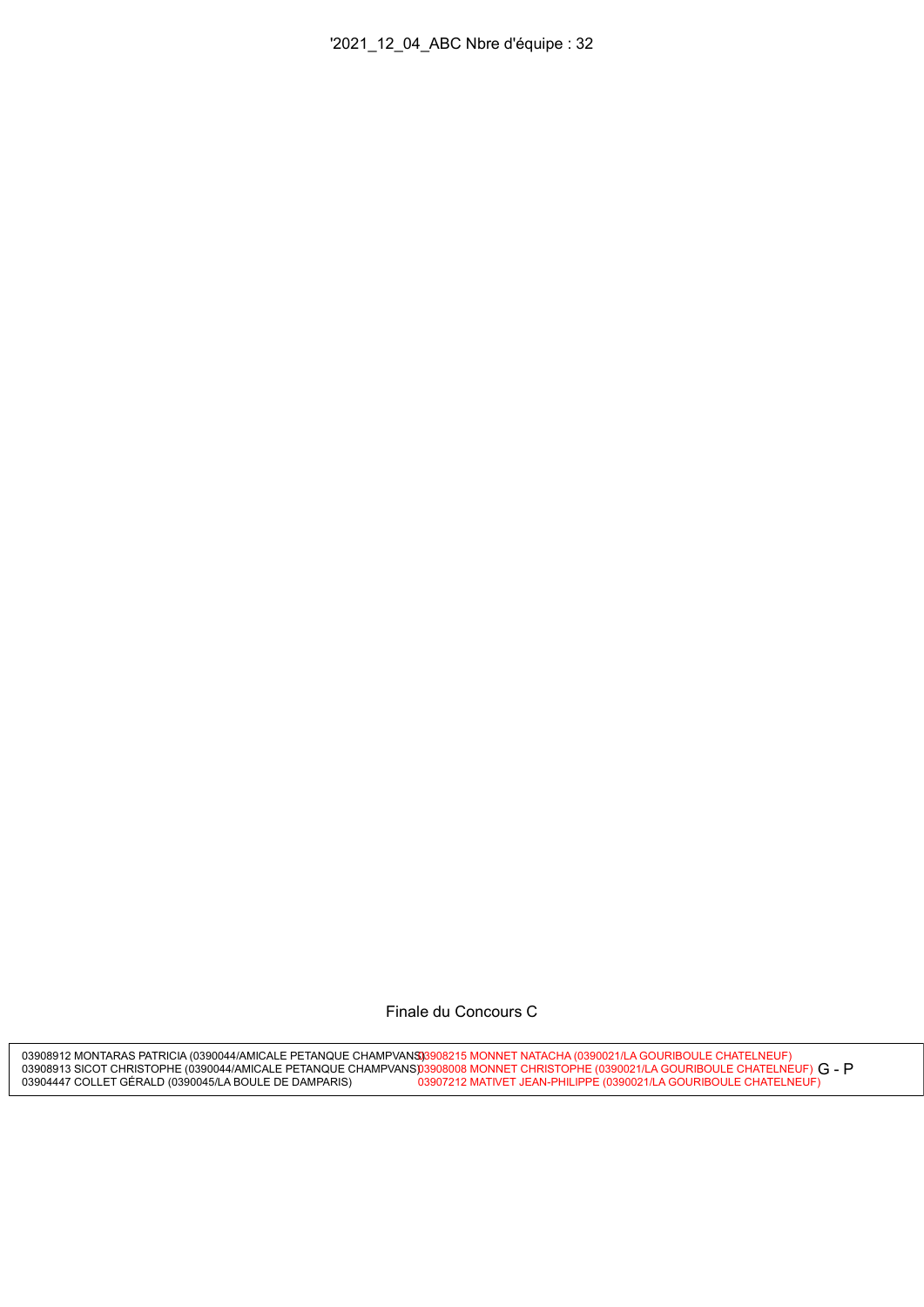'2021_12_04_ABC Nbre d'équipe : 32

Finale du Concours C

| | | |
|---|---|---|
| 03908912 MONTARAS PATRICIA (0390044/AMICALE PETANQUE CHAMPVANS)<br>03908913 SICOT CHRISTOPHE (0390044/AMICALE PETANQUE CHAMPVANS)<br>03904447 COLLET GÉRALD (0390045/LA BOULE DE DAMPARIS) | 03908215 MONNET NATACHA (0390021/LA GOURIBOULE CHATELNEUF)<br>03908008 MONNET CHRISTOPHE (0390021/LA GOURIBOULE CHATELNEUF)<br>03907212 MATIVET JEAN-PHILIPPE (0390021/LA GOURIBOULE CHATELNEUF) | G - P |